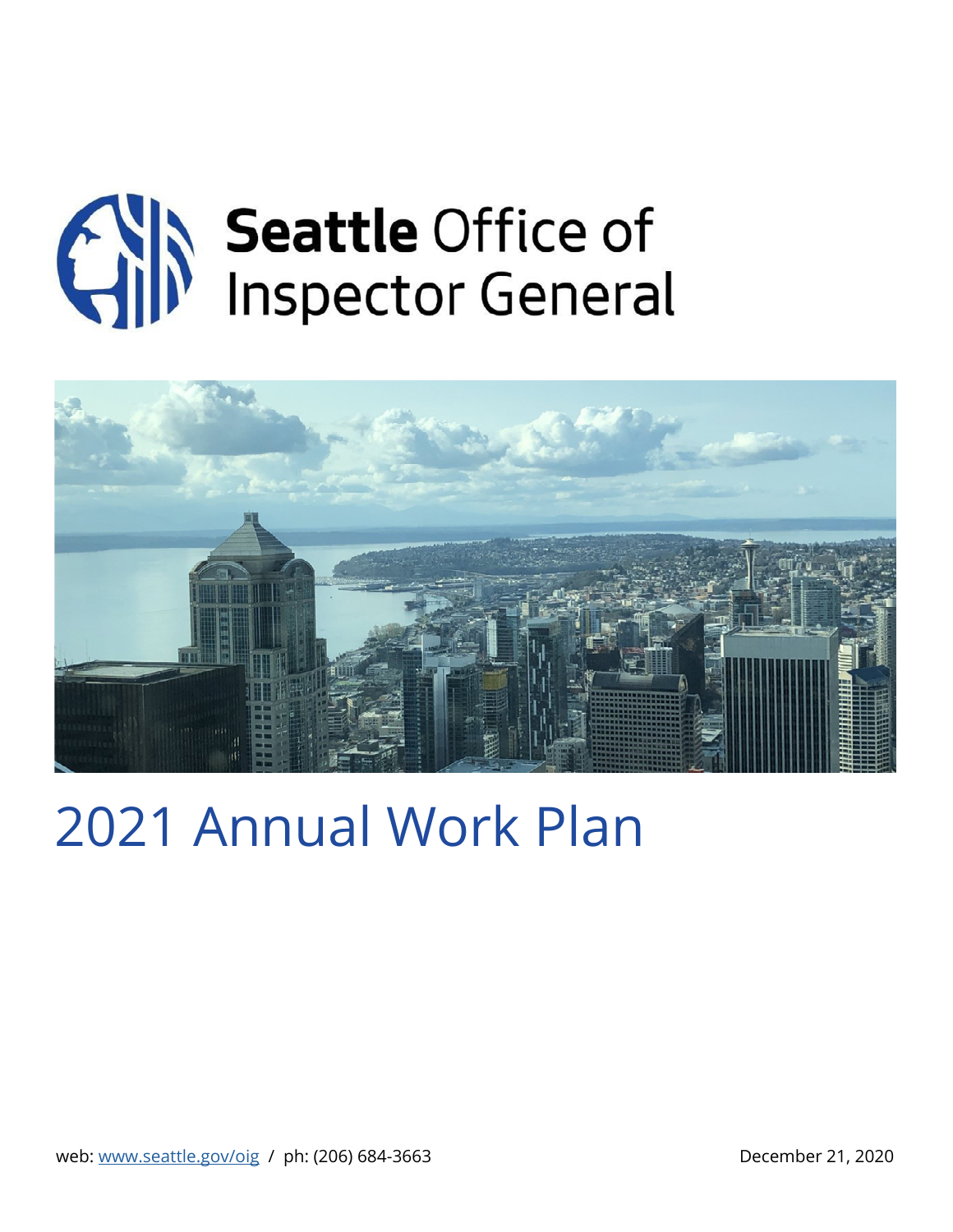# Seattle Office of Inspector General

# 2021 Annual Work Plan

web: [www.seattle.gov/oig](http://www.seattle.gov/oig) / ph: (206) 684-3663

December 21, 2020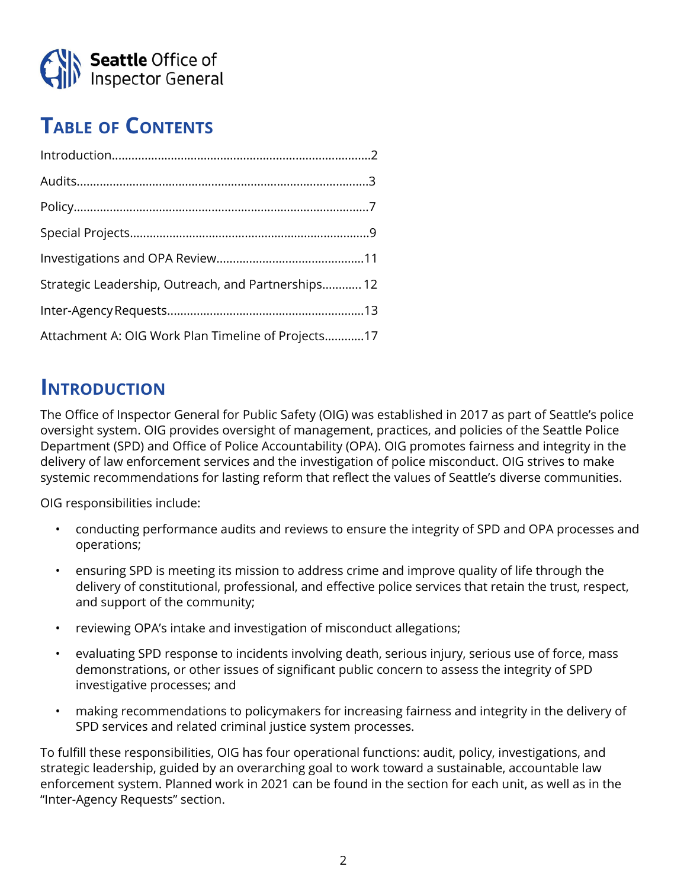Seattle Office of Inspector General

## Table of Contents

Introduction..............................................................................2

Audits........................................................................................3

Policy.........................................................................................7

Special Projects........................................................................9

Investigations and OPA Review.............................................11

Strategic Leadership, Outreach, and Partnerships............ 12

Inter-Agency Requests...........................................................13

Attachment A: OIG Work Plan Timeline of Projects............17

## Introduction

The Office of Inspector General for Public Safety (OIG) was established in 2017 as part of Seattle's police oversight system. OIG provides oversight of management, practices, and policies of the Seattle Police Department (SPD) and Office of Police Accountability (OPA). OIG promotes fairness and integrity in the delivery of law enforcement services and the investigation of police misconduct. OIG strives to make systemic recommendations for lasting reform that reflect the values of Seattle's diverse communities.

OIG responsibilities include:

- conducting performance audits and reviews to ensure the integrity of SPD and OPA processes and operations;
- ensuring SPD is meeting its mission to address crime and improve quality of life through the delivery of constitutional, professional, and effective police services that retain the trust, respect, and support of the community;
- reviewing OPA's intake and investigation of misconduct allegations;
- evaluating SPD response to incidents involving death, serious injury, serious use of force, mass demonstrations, or other issues of significant public concern to assess the integrity of SPD investigative processes; and
- making recommendations to policymakers for increasing fairness and integrity in the delivery of SPD services and related criminal justice system processes.

To fulfill these responsibilities, OIG has four operational functions: audit, policy, investigations, and strategic leadership, guided by an overarching goal to work toward a sustainable, accountable law enforcement system. Planned work in 2021 can be found in the section for each unit, as well as in the "Inter-Agency Requests" section.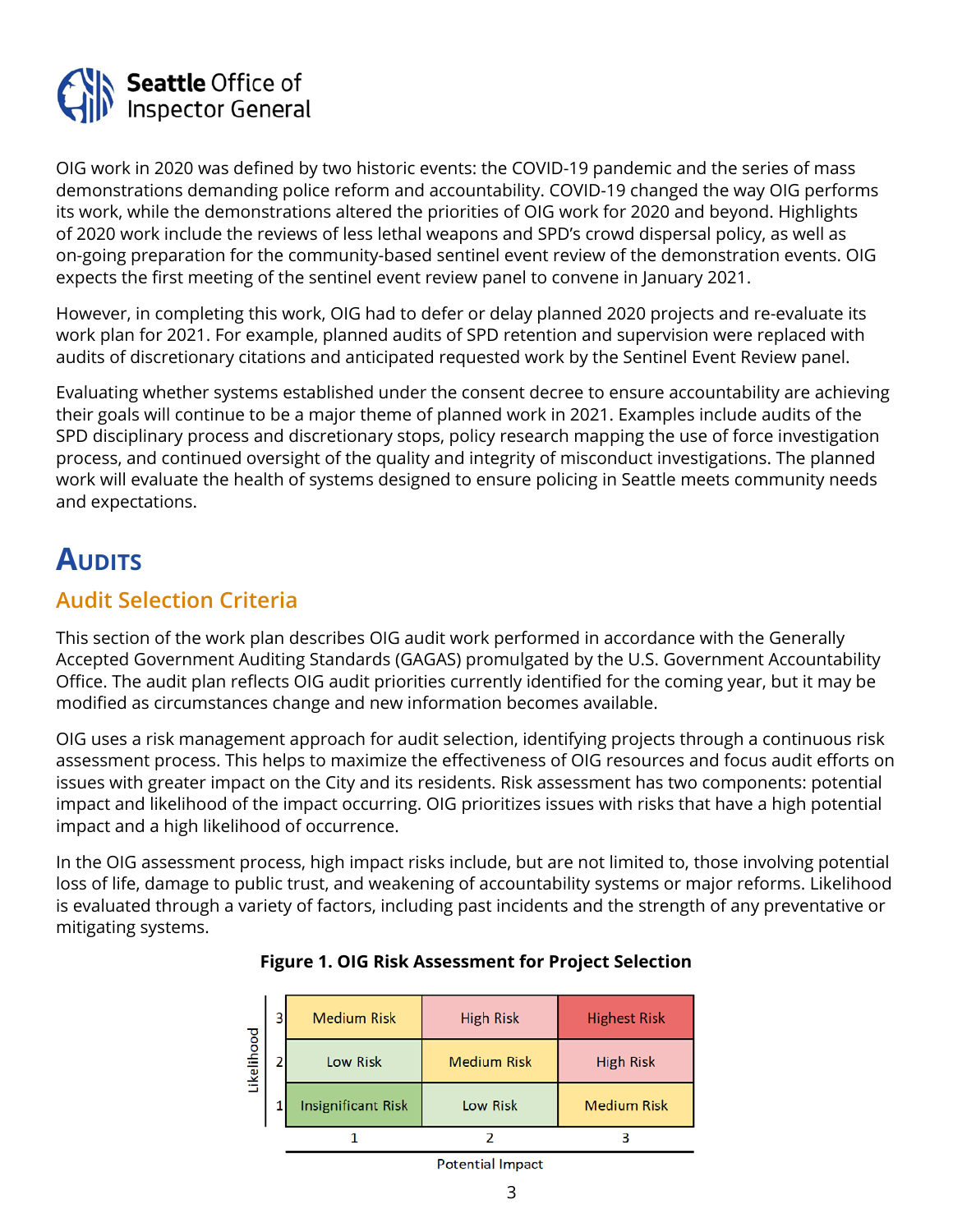Seattle Office of Inspector General

OIG work in 2020 was defined by two historic events: the COVID-19 pandemic and the series of mass demonstrations demanding police reform and accountability. COVID-19 changed the way OIG performs its work, while the demonstrations altered the priorities of OIG work for 2020 and beyond. Highlights of 2020 work include the reviews of less lethal weapons and SPD's crowd dispersal policy, as well as on-going preparation for the community-based sentinel event review of the demonstration events. OIG expects the first meeting of the sentinel event review panel to convene in January 2021.

However, in completing this work, OIG had to defer or delay planned 2020 projects and re-evaluate its work plan for 2021. For example, planned audits of SPD retention and supervision were replaced with audits of discretionary citations and anticipated requested work by the Sentinel Event Review panel.

Evaluating whether systems established under the consent decree to ensure accountability are achieving their goals will continue to be a major theme of planned work in 2021. Examples include audits of the SPD disciplinary process and discretionary stops, policy research mapping the use of force investigation process, and continued oversight of the quality and integrity of misconduct investigations. The planned work will evaluate the health of systems designed to ensure policing in Seattle meets community needs and expectations.

# Audits

## Audit Selection Criteria

This section of the work plan describes OIG audit work performed in accordance with the Generally Accepted Government Auditing Standards (GAGAS) promulgated by the U.S. Government Accountability Office. The audit plan reflects OIG audit priorities currently identified for the coming year, but it may be modified as circumstances change and new information becomes available.

OIG uses a risk management approach for audit selection, identifying projects through a continuous risk assessment process. This helps to maximize the effectiveness of OIG resources and focus audit efforts on issues with greater impact on the City and its residents. Risk assessment has two components: potential impact and likelihood of the impact occurring. OIG prioritizes issues with risks that have a high potential impact and a high likelihood of occurrence.

In the OIG assessment process, high impact risks include, but are not limited to, those involving potential loss of life, damage to public trust, and weakening of accountability systems or major reforms. Likelihood is evaluated through a variety of factors, including past incidents and the strength of any preventative or mitigating systems.

**Figure 1. OIG Risk Assessment for Project Selection**

| Likelihood \ Potential Impact | 1 | 2 | 3 |
|---|---|---|---|
| 3 | Medium Risk | High Risk | Highest Risk |
| 2 | Low Risk | Medium Risk | High Risk |
| 1 | Insignificant Risk | Low Risk | Medium Risk |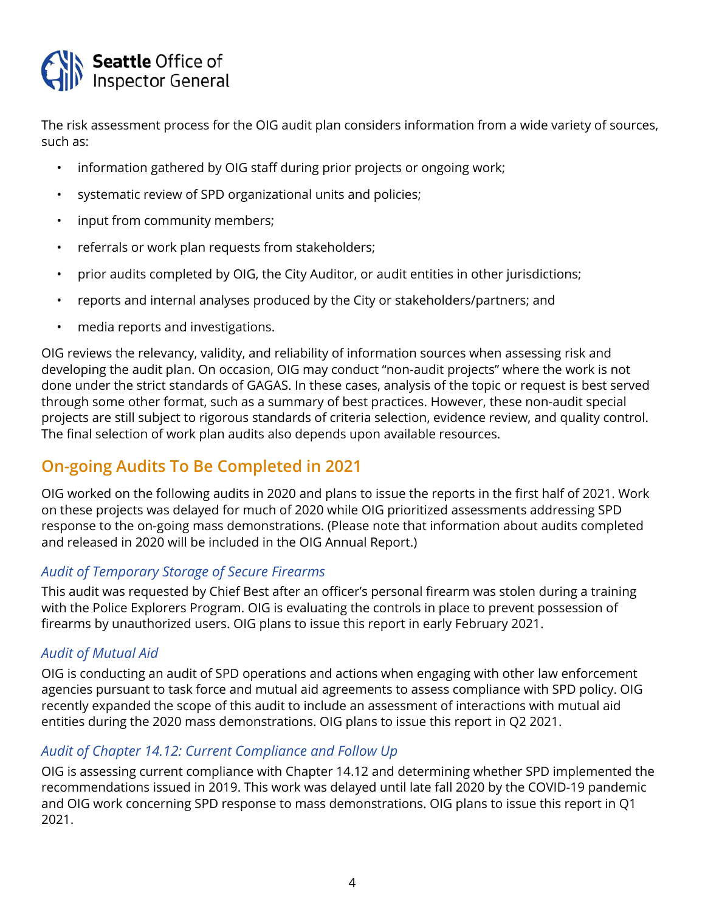The risk assessment process for the OIG audit plan considers information from a wide variety of sources, such as:

- information gathered by OIG staff during prior projects or ongoing work;
- systematic review of SPD organizational units and policies;
- input from community members;
- referrals or work plan requests from stakeholders;
- prior audits completed by OIG, the City Auditor, or audit entities in other jurisdictions;
- reports and internal analyses produced by the City or stakeholders/partners; and
- media reports and investigations.

OIG reviews the relevancy, validity, and reliability of information sources when assessing risk and developing the audit plan. On occasion, OIG may conduct "non-audit projects" where the work is not done under the strict standards of GAGAS. In these cases, analysis of the topic or request is best served through some other format, such as a summary of best practices. However, these non-audit special projects are still subject to rigorous standards of criteria selection, evidence review, and quality control. The final selection of work plan audits also depends upon available resources.

## On-going Audits To Be Completed in 2021

OIG worked on the following audits in 2020 and plans to issue the reports in the first half of 2021. Work on these projects was delayed for much of 2020 while OIG prioritized assessments addressing SPD response to the on-going mass demonstrations. (Please note that information about audits completed and released in 2020 will be included in the OIG Annual Report.)

### *Audit of Temporary Storage of Secure Firearms*

This audit was requested by Chief Best after an officer's personal firearm was stolen during a training with the Police Explorers Program. OIG is evaluating the controls in place to prevent possession of firearms by unauthorized users. OIG plans to issue this report in early February 2021.

### *Audit of Mutual Aid*

OIG is conducting an audit of SPD operations and actions when engaging with other law enforcement agencies pursuant to task force and mutual aid agreements to assess compliance with SPD policy. OIG recently expanded the scope of this audit to include an assessment of interactions with mutual aid entities during the 2020 mass demonstrations. OIG plans to issue this report in Q2 2021.

### *Audit of Chapter 14.12: Current Compliance and Follow Up*

OIG is assessing current compliance with Chapter 14.12 and determining whether SPD implemented the recommendations issued in 2019. This work was delayed until late fall 2020 by the COVID-19 pandemic and OIG work concerning SPD response to mass demonstrations. OIG plans to issue this report in Q1 2021.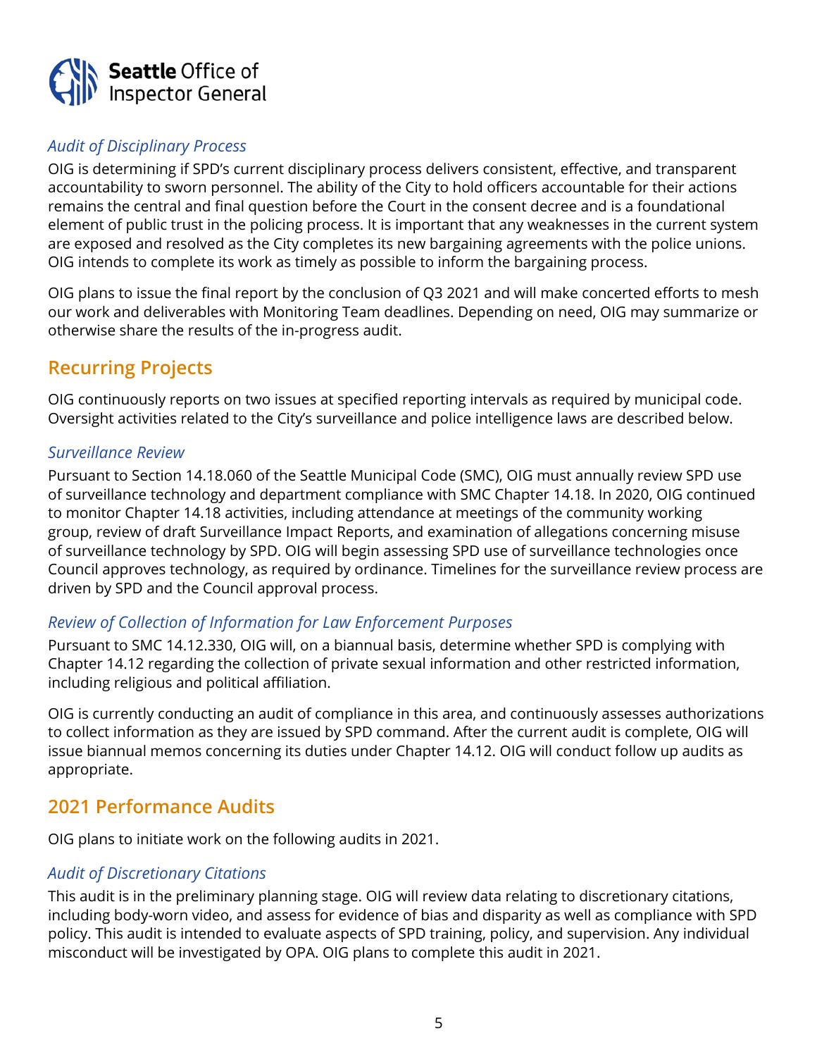### *Audit of Disciplinary Process*

OIG is determining if SPD's current disciplinary process delivers consistent, effective, and transparent accountability to sworn personnel. The ability of the City to hold officers accountable for their actions remains the central and final question before the Court in the consent decree and is a foundational element of public trust in the policing process. It is important that any weaknesses in the current system are exposed and resolved as the City completes its new bargaining agreements with the police unions. OIG intends to complete its work as timely as possible to inform the bargaining process.

OIG plans to issue the final report by the conclusion of Q3 2021 and will make concerted efforts to mesh our work and deliverables with Monitoring Team deadlines. Depending on need, OIG may summarize or otherwise share the results of the in-progress audit.

## Recurring Projects

OIG continuously reports on two issues at specified reporting intervals as required by municipal code. Oversight activities related to the City's surveillance and police intelligence laws are described below.

### *Surveillance Review*

Pursuant to Section 14.18.060 of the Seattle Municipal Code (SMC), OIG must annually review SPD use of surveillance technology and department compliance with SMC Chapter 14.18. In 2020, OIG continued to monitor Chapter 14.18 activities, including attendance at meetings of the community working group, review of draft Surveillance Impact Reports, and examination of allegations concerning misuse of surveillance technology by SPD. OIG will begin assessing SPD use of surveillance technologies once Council approves technology, as required by ordinance. Timelines for the surveillance review process are driven by SPD and the Council approval process.

### *Review of Collection of Information for Law Enforcement Purposes*

Pursuant to SMC 14.12.330, OIG will, on a biannual basis, determine whether SPD is complying with Chapter 14.12 regarding the collection of private sexual information and other restricted information, including religious and political affiliation.

OIG is currently conducting an audit of compliance in this area, and continuously assesses authorizations to collect information as they are issued by SPD command. After the current audit is complete, OIG will issue biannual memos concerning its duties under Chapter 14.12. OIG will conduct follow up audits as appropriate.

## 2021 Performance Audits

OIG plans to initiate work on the following audits in 2021.

### *Audit of Discretionary Citations*

This audit is in the preliminary planning stage. OIG will review data relating to discretionary citations, including body-worn video, and assess for evidence of bias and disparity as well as compliance with SPD policy. This audit is intended to evaluate aspects of SPD training, policy, and supervision. Any individual misconduct will be investigated by OPA. OIG plans to complete this audit in 2021.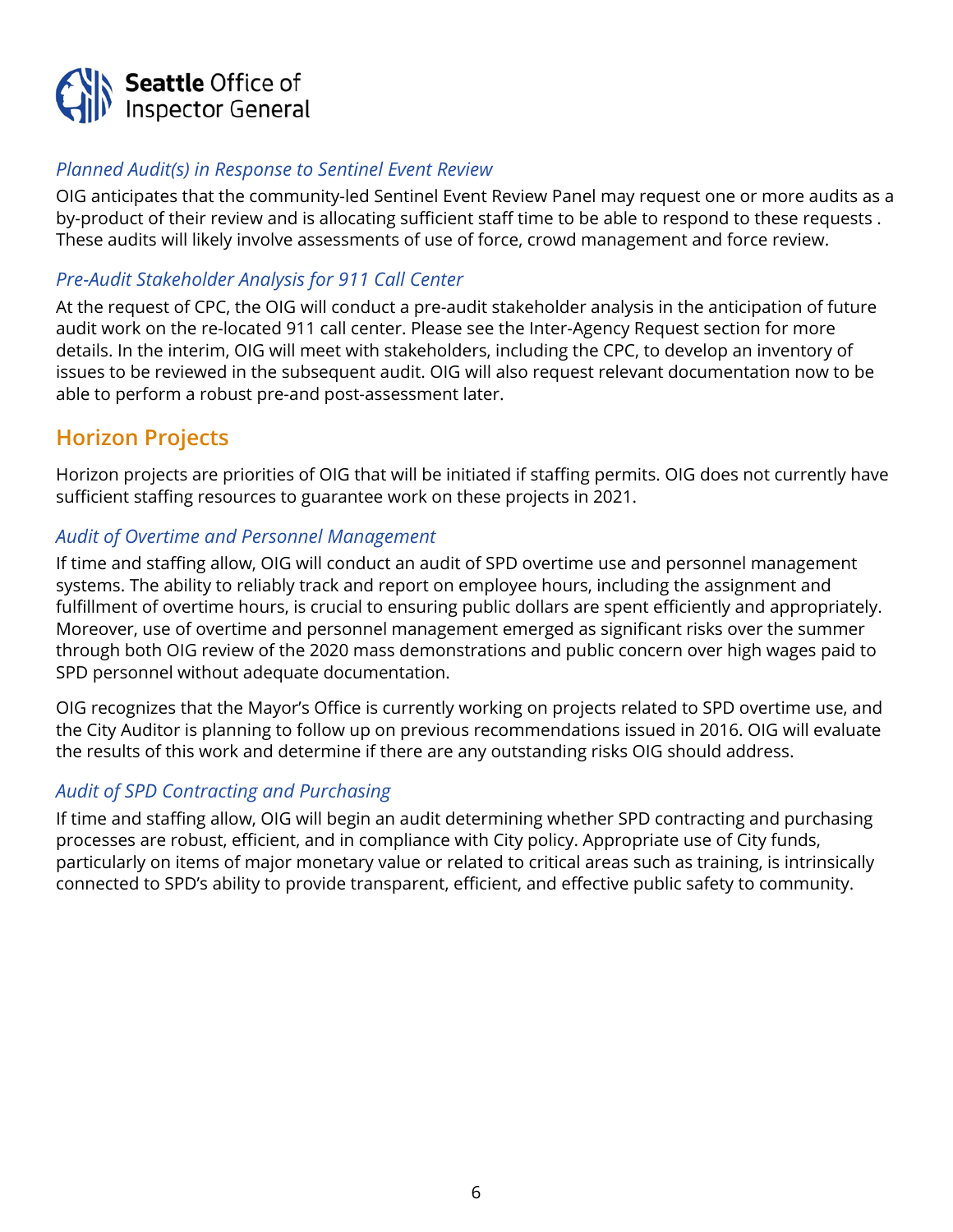### *Planned Audit(s) in Response to Sentinel Event Review*

OIG anticipates that the community-led Sentinel Event Review Panel may request one or more audits as a by-product of their review and is allocating sufficient staff time to be able to respond to these requests . These audits will likely involve assessments of use of force, crowd management and force review.

### *Pre-Audit Stakeholder Analysis for 911 Call Center*

At the request of CPC, the OIG will conduct a pre-audit stakeholder analysis in the anticipation of future audit work on the re-located 911 call center. Please see the Inter-Agency Request section for more details. In the interim, OIG will meet with stakeholders, including the CPC, to develop an inventory of issues to be reviewed in the subsequent audit. OIG will also request relevant documentation now to be able to perform a robust pre-and post-assessment later.

## Horizon Projects

Horizon projects are priorities of OIG that will be initiated if staffing permits. OIG does not currently have sufficient staffing resources to guarantee work on these projects in 2021.

### *Audit of Overtime and Personnel Management*

If time and staffing allow, OIG will conduct an audit of SPD overtime use and personnel management systems. The ability to reliably track and report on employee hours, including the assignment and fulfillment of overtime hours, is crucial to ensuring public dollars are spent efficiently and appropriately. Moreover, use of overtime and personnel management emerged as significant risks over the summer through both OIG review of the 2020 mass demonstrations and public concern over high wages paid to SPD personnel without adequate documentation.

OIG recognizes that the Mayor's Office is currently working on projects related to SPD overtime use, and the City Auditor is planning to follow up on previous recommendations issued in 2016. OIG will evaluate the results of this work and determine if there are any outstanding risks OIG should address.

### *Audit of SPD Contracting and Purchasing*

If time and staffing allow, OIG will begin an audit determining whether SPD contracting and purchasing processes are robust, efficient, and in compliance with City policy. Appropriate use of City funds, particularly on items of major monetary value or related to critical areas such as training, is intrinsically connected to SPD's ability to provide transparent, efficient, and effective public safety to community.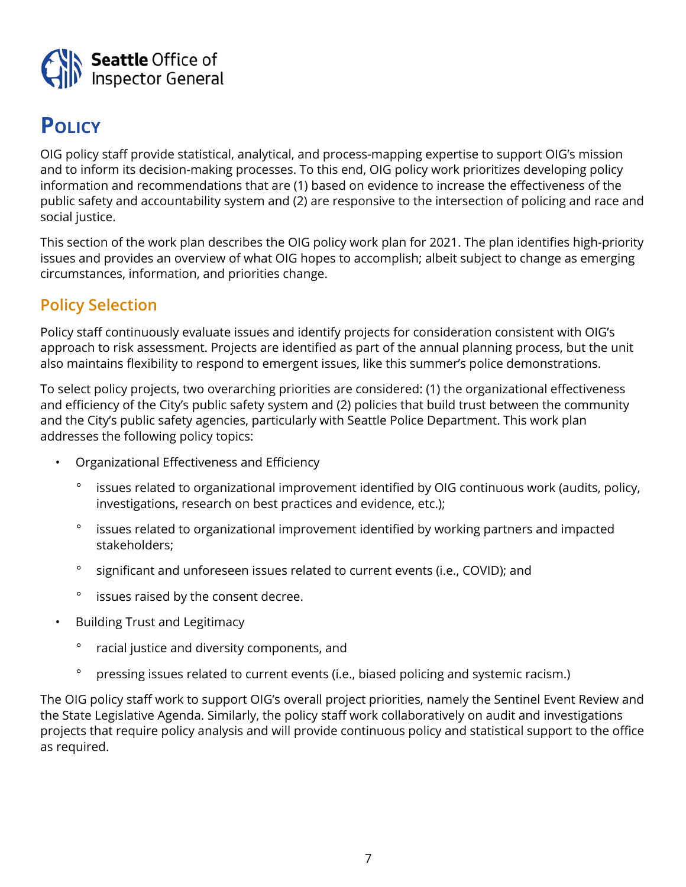Seattle Office of Inspector General

# Policy

OIG policy staff provide statistical, analytical, and process-mapping expertise to support OIG's mission and to inform its decision-making processes. To this end, OIG policy work prioritizes developing policy information and recommendations that are (1) based on evidence to increase the effectiveness of the public safety and accountability system and (2) are responsive to the intersection of policing and race and social justice.

This section of the work plan describes the OIG policy work plan for 2021. The plan identifies high-priority issues and provides an overview of what OIG hopes to accomplish; albeit subject to change as emerging circumstances, information, and priorities change.

## Policy Selection

Policy staff continuously evaluate issues and identify projects for consideration consistent with OIG's approach to risk assessment. Projects are identified as part of the annual planning process, but the unit also maintains flexibility to respond to emergent issues, like this summer's police demonstrations.

To select policy projects, two overarching priorities are considered: (1) the organizational effectiveness and efficiency of the City's public safety system and (2) policies that build trust between the community and the City's public safety agencies, particularly with Seattle Police Department. This work plan addresses the following policy topics:

- Organizational Effectiveness and Efficiency
  - issues related to organizational improvement identified by OIG continuous work (audits, policy, investigations, research on best practices and evidence, etc.);
  - issues related to organizational improvement identified by working partners and impacted stakeholders;
  - significant and unforeseen issues related to current events (i.e., COVID); and
  - issues raised by the consent decree.
- Building Trust and Legitimacy
  - racial justice and diversity components, and
  - pressing issues related to current events (i.e., biased policing and systemic racism.)

The OIG policy staff work to support OIG's overall project priorities, namely the Sentinel Event Review and the State Legislative Agenda. Similarly, the policy staff work collaboratively on audit and investigations projects that require policy analysis and will provide continuous policy and statistical support to the office as required.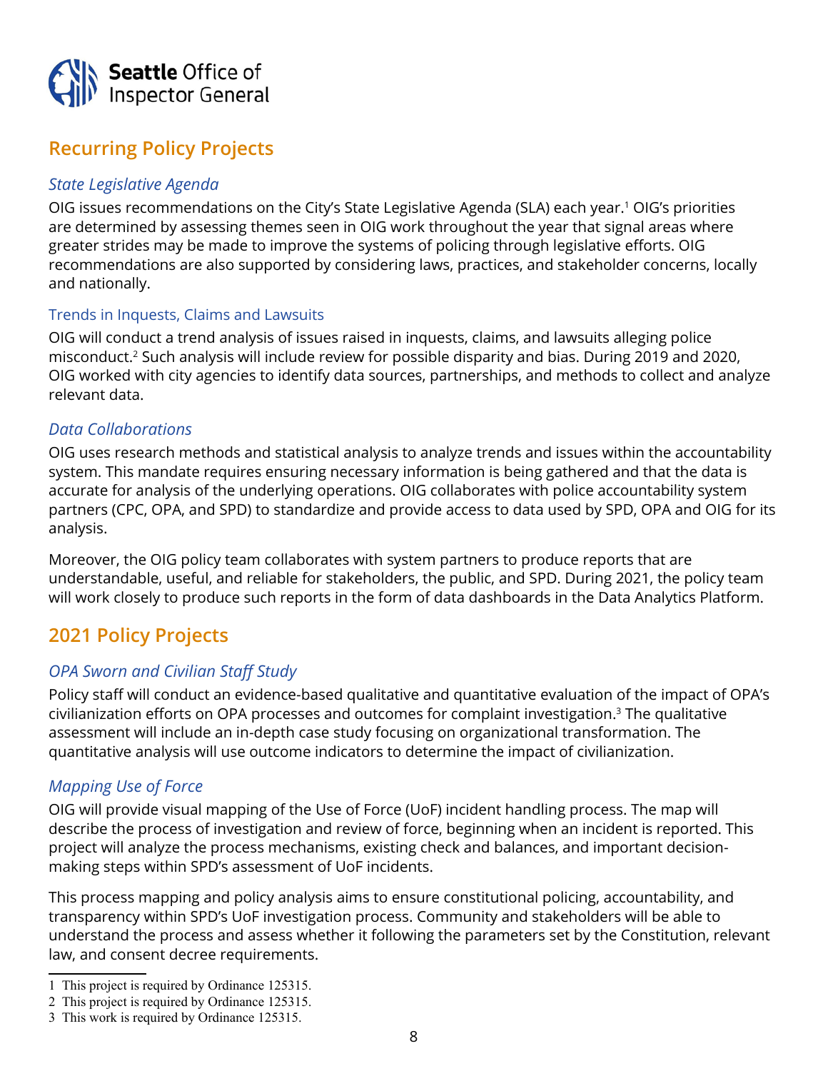## Recurring Policy Projects

### *State Legislative Agenda*

OIG issues recommendations on the City's State Legislative Agenda (SLA) each year.[1] OIG's priorities are determined by assessing themes seen in OIG work throughout the year that signal areas where greater strides may be made to improve the systems of policing through legislative efforts. OIG recommendations are also supported by considering laws, practices, and stakeholder concerns, locally and nationally.

### Trends in Inquests, Claims and Lawsuits

OIG will conduct a trend analysis of issues raised in inquests, claims, and lawsuits alleging police misconduct.[2] Such analysis will include review for possible disparity and bias. During 2019 and 2020, OIG worked with city agencies to identify data sources, partnerships, and methods to collect and analyze relevant data.

### *Data Collaborations*

OIG uses research methods and statistical analysis to analyze trends and issues within the accountability system. This mandate requires ensuring necessary information is being gathered and that the data is accurate for analysis of the underlying operations. OIG collaborates with police accountability system partners (CPC, OPA, and SPD) to standardize and provide access to data used by SPD, OPA and OIG for its analysis.

Moreover, the OIG policy team collaborates with system partners to produce reports that are understandable, useful, and reliable for stakeholders, the public, and SPD. During 2021, the policy team will work closely to produce such reports in the form of data dashboards in the Data Analytics Platform.

## 2021 Policy Projects

### *OPA Sworn and Civilian Staff Study*

Policy staff will conduct an evidence-based qualitative and quantitative evaluation of the impact of OPA's civilianization efforts on OPA processes and outcomes for complaint investigation.[3] The qualitative assessment will include an in-depth case study focusing on organizational transformation. The quantitative analysis will use outcome indicators to determine the impact of civilianization.

### *Mapping Use of Force*

OIG will provide visual mapping of the Use of Force (UoF) incident handling process. The map will describe the process of investigation and review of force, beginning when an incident is reported. This project will analyze the process mechanisms, existing check and balances, and important decision-making steps within SPD's assessment of UoF incidents.

This process mapping and policy analysis aims to ensure constitutional policing, accountability, and transparency within SPD's UoF investigation process. Community and stakeholders will be able to understand the process and assess whether it following the parameters set by the Constitution, relevant law, and consent decree requirements.

---

1 This project is required by Ordinance 125315.

2 This project is required by Ordinance 125315.

3 This work is required by Ordinance 125315.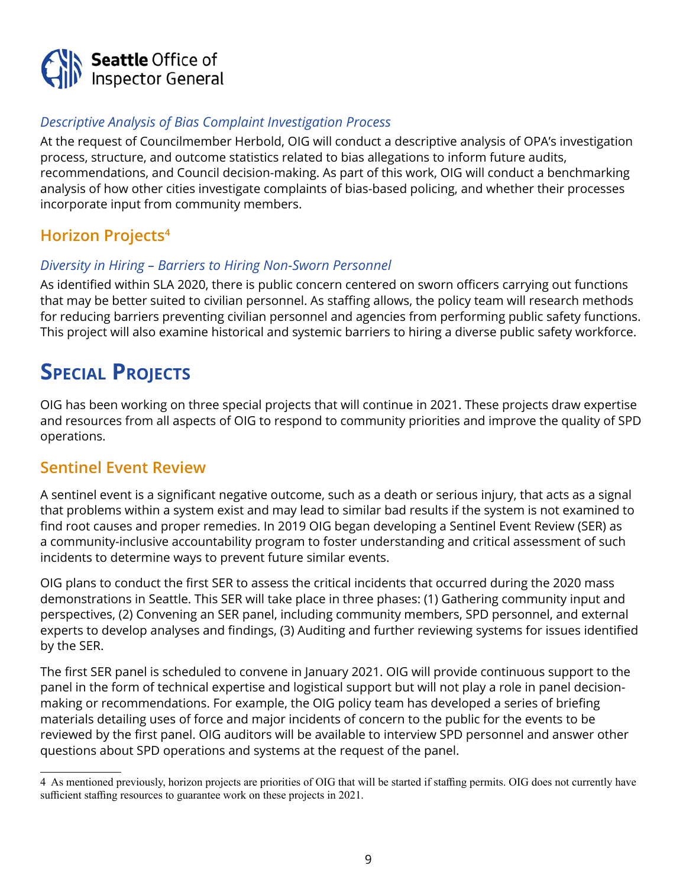*Descriptive Analysis of Bias Complaint Investigation Process*

At the request of Councilmember Herbold, OIG will conduct a descriptive analysis of OPA's investigation process, structure, and outcome statistics related to bias allegations to inform future audits, recommendations, and Council decision-making. As part of this work, OIG will conduct a benchmarking analysis of how other cities investigate complaints of bias-based policing, and whether their processes incorporate input from community members.

## Horizon Projects[4]

*Diversity in Hiring – Barriers to Hiring Non-Sworn Personnel*

As identified within SLA 2020, there is public concern centered on sworn officers carrying out functions that may be better suited to civilian personnel. As staffing allows, the policy team will research methods for reducing barriers preventing civilian personnel and agencies from performing public safety functions. This project will also examine historical and systemic barriers to hiring a diverse public safety workforce.

# Special Projects

OIG has been working on three special projects that will continue in 2021. These projects draw expertise and resources from all aspects of OIG to respond to community priorities and improve the quality of SPD operations.

## Sentinel Event Review

A sentinel event is a significant negative outcome, such as a death or serious injury, that acts as a signal that problems within a system exist and may lead to similar bad results if the system is not examined to find root causes and proper remedies. In 2019 OIG began developing a Sentinel Event Review (SER) as a community-inclusive accountability program to foster understanding and critical assessment of such incidents to determine ways to prevent future similar events.

OIG plans to conduct the first SER to assess the critical incidents that occurred during the 2020 mass demonstrations in Seattle. This SER will take place in three phases: (1) Gathering community input and perspectives, (2) Convening an SER panel, including community members, SPD personnel, and external experts to develop analyses and findings, (3) Auditing and further reviewing systems for issues identified by the SER.

The first SER panel is scheduled to convene in January 2021. OIG will provide continuous support to the panel in the form of technical expertise and logistical support but will not play a role in panel decision-making or recommendations. For example, the OIG policy team has developed a series of briefing materials detailing uses of force and major incidents of concern to the public for the events to be reviewed by the first panel. OIG auditors will be available to interview SPD personnel and answer other questions about SPD operations and systems at the request of the panel.

---

4 As mentioned previously, horizon projects are priorities of OIG that will be started if staffing permits. OIG does not currently have sufficient staffing resources to guarantee work on these projects in 2021.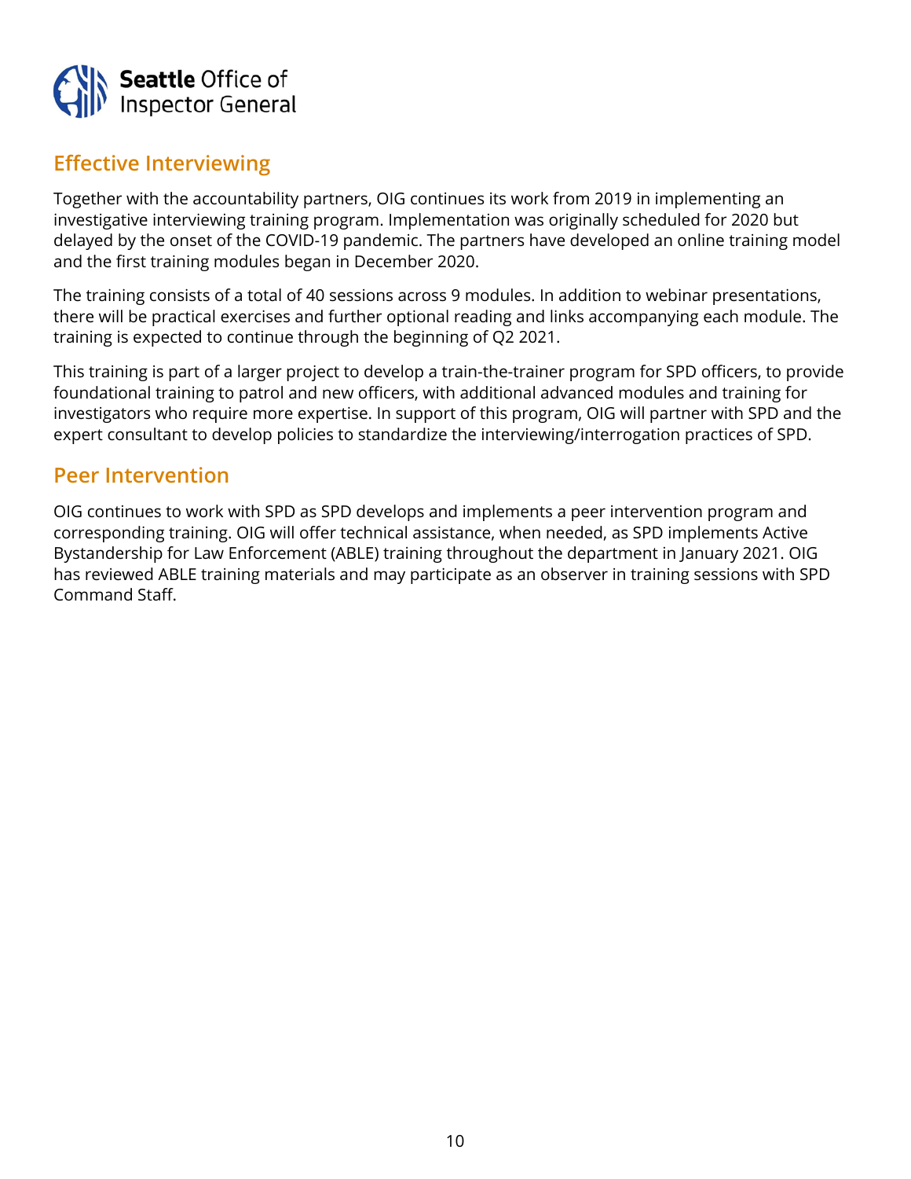## Effective Interviewing

Together with the accountability partners, OIG continues its work from 2019 in implementing an investigative interviewing training program. Implementation was originally scheduled for 2020 but delayed by the onset of the COVID-19 pandemic. The partners have developed an online training model and the first training modules began in December 2020.

The training consists of a total of 40 sessions across 9 modules. In addition to webinar presentations, there will be practical exercises and further optional reading and links accompanying each module. The training is expected to continue through the beginning of Q2 2021.

This training is part of a larger project to develop a train-the-trainer program for SPD officers, to provide foundational training to patrol and new officers, with additional advanced modules and training for investigators who require more expertise. In support of this program, OIG will partner with SPD and the expert consultant to develop policies to standardize the interviewing/interrogation practices of SPD.

## Peer Intervention

OIG continues to work with SPD as SPD develops and implements a peer intervention program and corresponding training. OIG will offer technical assistance, when needed, as SPD implements Active Bystandership for Law Enforcement (ABLE) training throughout the department in January 2021. OIG has reviewed ABLE training materials and may participate as an observer in training sessions with SPD Command Staff.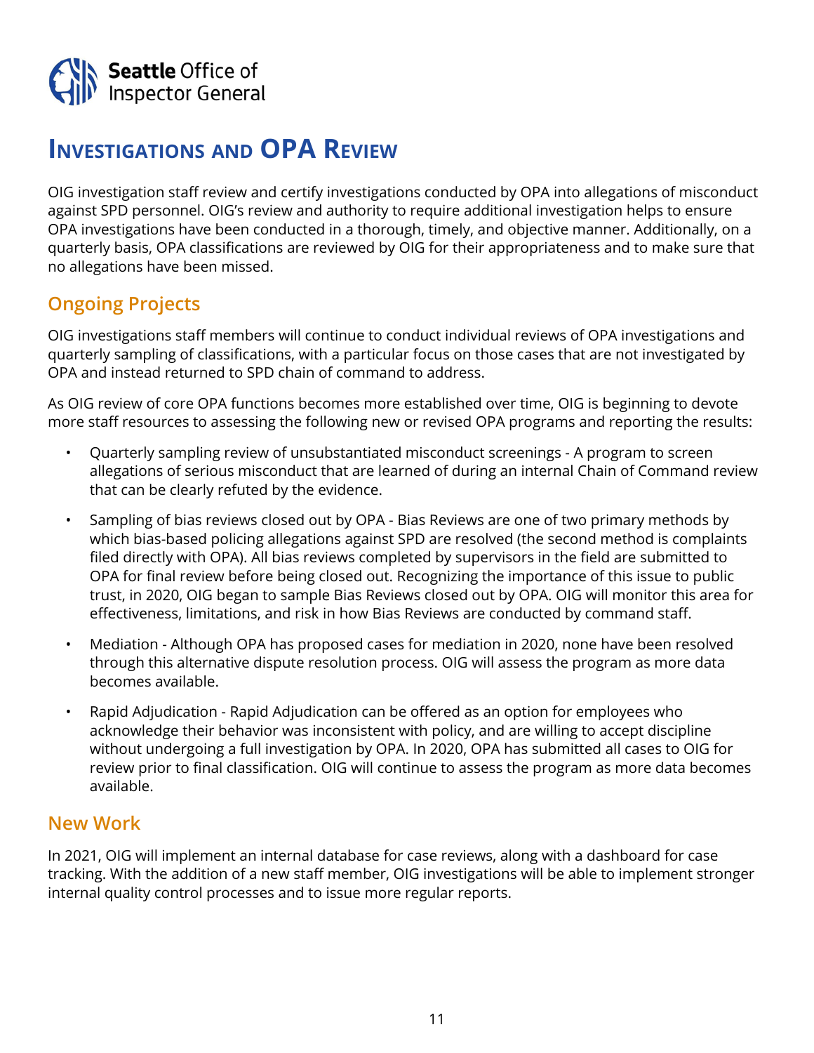# Investigations and OPA Review

OIG investigation staff review and certify investigations conducted by OPA into allegations of misconduct against SPD personnel. OIG's review and authority to require additional investigation helps to ensure OPA investigations have been conducted in a thorough, timely, and objective manner. Additionally, on a quarterly basis, OPA classifications are reviewed by OIG for their appropriateness and to make sure that no allegations have been missed.

## Ongoing Projects

OIG investigations staff members will continue to conduct individual reviews of OPA investigations and quarterly sampling of classifications, with a particular focus on those cases that are not investigated by OPA and instead returned to SPD chain of command to address.

As OIG review of core OPA functions becomes more established over time, OIG is beginning to devote more staff resources to assessing the following new or revised OPA programs and reporting the results:

- Quarterly sampling review of unsubstantiated misconduct screenings - A program to screen allegations of serious misconduct that are learned of during an internal Chain of Command review that can be clearly refuted by the evidence.
- Sampling of bias reviews closed out by OPA - Bias Reviews are one of two primary methods by which bias-based policing allegations against SPD are resolved (the second method is complaints filed directly with OPA). All bias reviews completed by supervisors in the field are submitted to OPA for final review before being closed out. Recognizing the importance of this issue to public trust, in 2020, OIG began to sample Bias Reviews closed out by OPA. OIG will monitor this area for effectiveness, limitations, and risk in how Bias Reviews are conducted by command staff.
- Mediation - Although OPA has proposed cases for mediation in 2020, none have been resolved through this alternative dispute resolution process. OIG will assess the program as more data becomes available.
- Rapid Adjudication - Rapid Adjudication can be offered as an option for employees who acknowledge their behavior was inconsistent with policy, and are willing to accept discipline without undergoing a full investigation by OPA. In 2020, OPA has submitted all cases to OIG for review prior to final classification. OIG will continue to assess the program as more data becomes available.

## New Work

In 2021, OIG will implement an internal database for case reviews, along with a dashboard for case tracking. With the addition of a new staff member, OIG investigations will be able to implement stronger internal quality control processes and to issue more regular reports.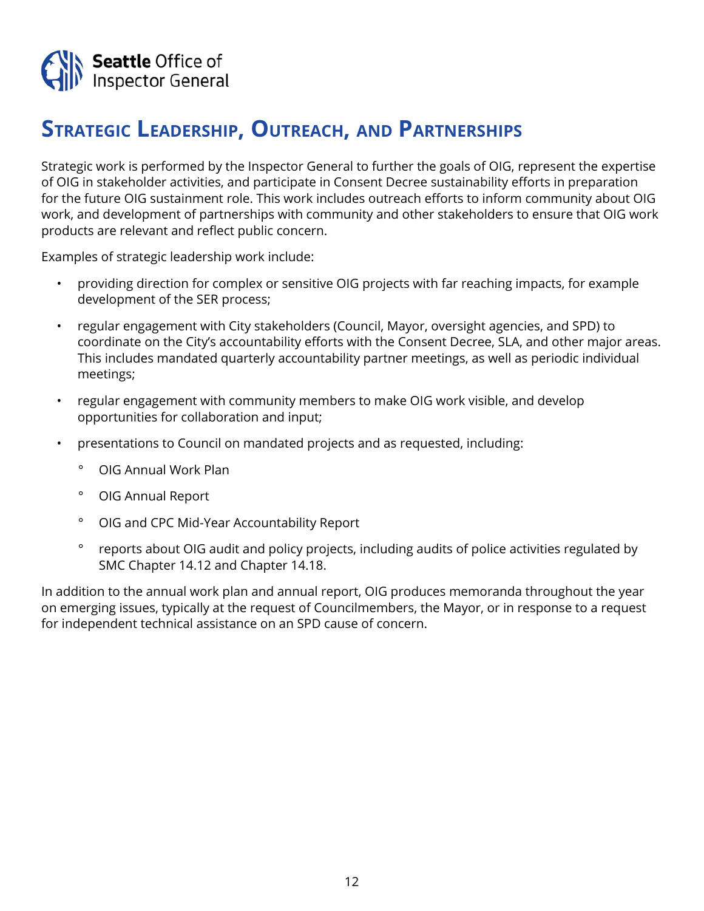## Strategic Leadership, Outreach, and Partnerships

Strategic work is performed by the Inspector General to further the goals of OIG, represent the expertise of OIG in stakeholder activities, and participate in Consent Decree sustainability efforts in preparation for the future OIG sustainment role. This work includes outreach efforts to inform community about OIG work, and development of partnerships with community and other stakeholders to ensure that OIG work products are relevant and reflect public concern.

Examples of strategic leadership work include:

- providing direction for complex or sensitive OIG projects with far reaching impacts, for example development of the SER process;
- regular engagement with City stakeholders (Council, Mayor, oversight agencies, and SPD) to coordinate on the City's accountability efforts with the Consent Decree, SLA, and other major areas. This includes mandated quarterly accountability partner meetings, as well as periodic individual meetings;
- regular engagement with community members to make OIG work visible, and develop opportunities for collaboration and input;
- presentations to Council on mandated projects and as requested, including:
  - OIG Annual Work Plan
  - OIG Annual Report
  - OIG and CPC Mid-Year Accountability Report
  - reports about OIG audit and policy projects, including audits of police activities regulated by SMC Chapter 14.12 and Chapter 14.18.

In addition to the annual work plan and annual report, OIG produces memoranda throughout the year on emerging issues, typically at the request of Councilmembers, the Mayor, or in response to a request for independent technical assistance on an SPD cause of concern.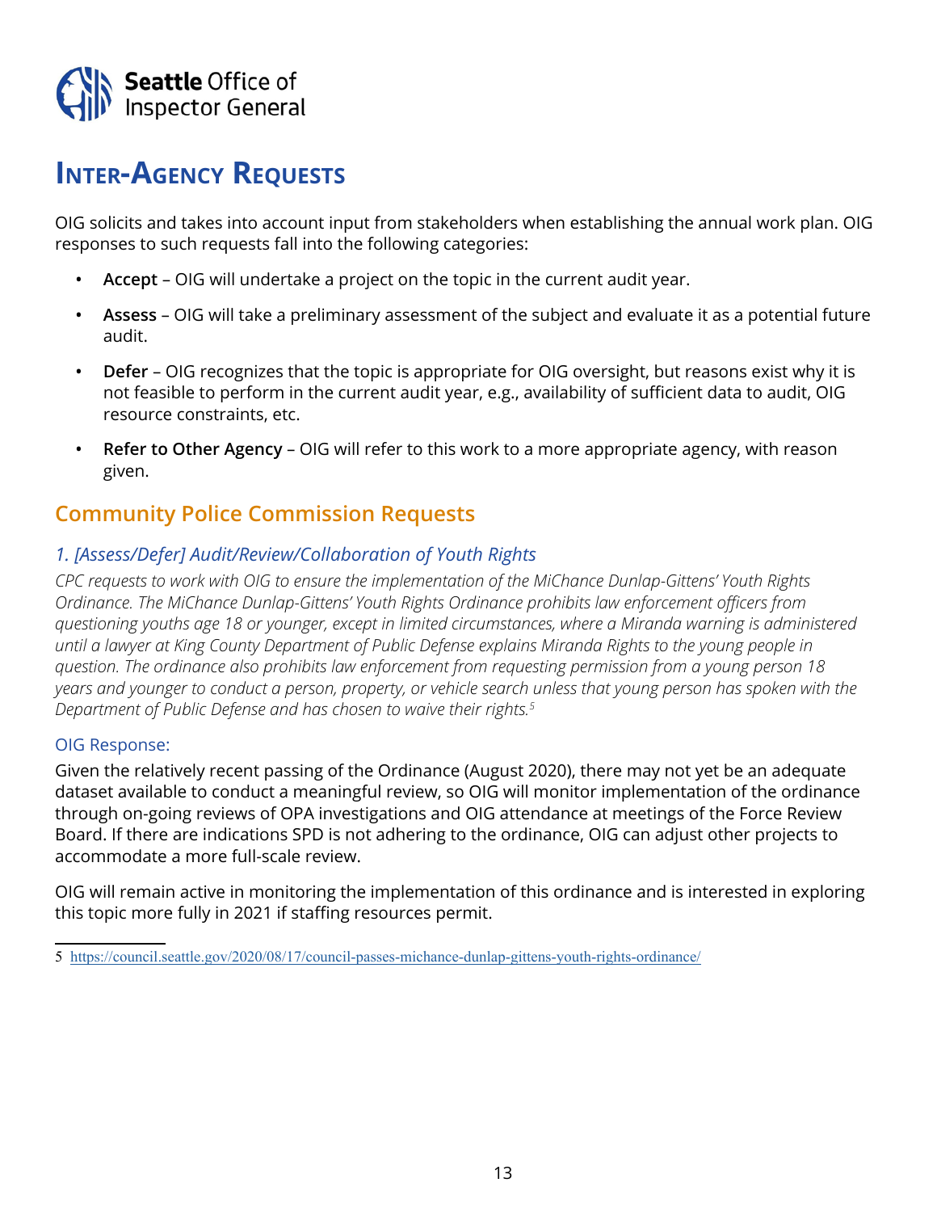Seattle Office of Inspector General

# Inter-Agency Requests

OIG solicits and takes into account input from stakeholders when establishing the annual work plan. OIG responses to such requests fall into the following categories:

- **Accept** – OIG will undertake a project on the topic in the current audit year.
- **Assess** – OIG will take a preliminary assessment of the subject and evaluate it as a potential future audit.
- **Defer** – OIG recognizes that the topic is appropriate for OIG oversight, but reasons exist why it is not feasible to perform in the current audit year, e.g., availability of sufficient data to audit, OIG resource constraints, etc.
- **Refer to Other Agency** – OIG will refer to this work to a more appropriate agency, with reason given.

## Community Police Commission Requests

### *1. [Assess/Defer] Audit/Review/Collaboration of Youth Rights*

*CPC requests to work with OIG to ensure the implementation of the MiChance Dunlap-Gittens' Youth Rights Ordinance. The MiChance Dunlap-Gittens' Youth Rights Ordinance prohibits law enforcement officers from questioning youths age 18 or younger, except in limited circumstances, where a Miranda warning is administered until a lawyer at King County Department of Public Defense explains Miranda Rights to the young people in question. The ordinance also prohibits law enforcement from requesting permission from a young person 18 years and younger to conduct a person, property, or vehicle search unless that young person has spoken with the Department of Public Defense and has chosen to waive their rights.*[5]

#### OIG Response:

Given the relatively recent passing of the Ordinance (August 2020), there may not yet be an adequate dataset available to conduct a meaningful review, so OIG will monitor implementation of the ordinance through on-going reviews of OPA investigations and OIG attendance at meetings of the Force Review Board. If there are indications SPD is not adhering to the ordinance, OIG can adjust other projects to accommodate a more full-scale review.

OIG will remain active in monitoring the implementation of this ordinance and is interested in exploring this topic more fully in 2021 if staffing resources permit.

---

5 https://council.seattle.gov/2020/08/17/council-passes-michance-dunlap-gittens-youth-rights-ordinance/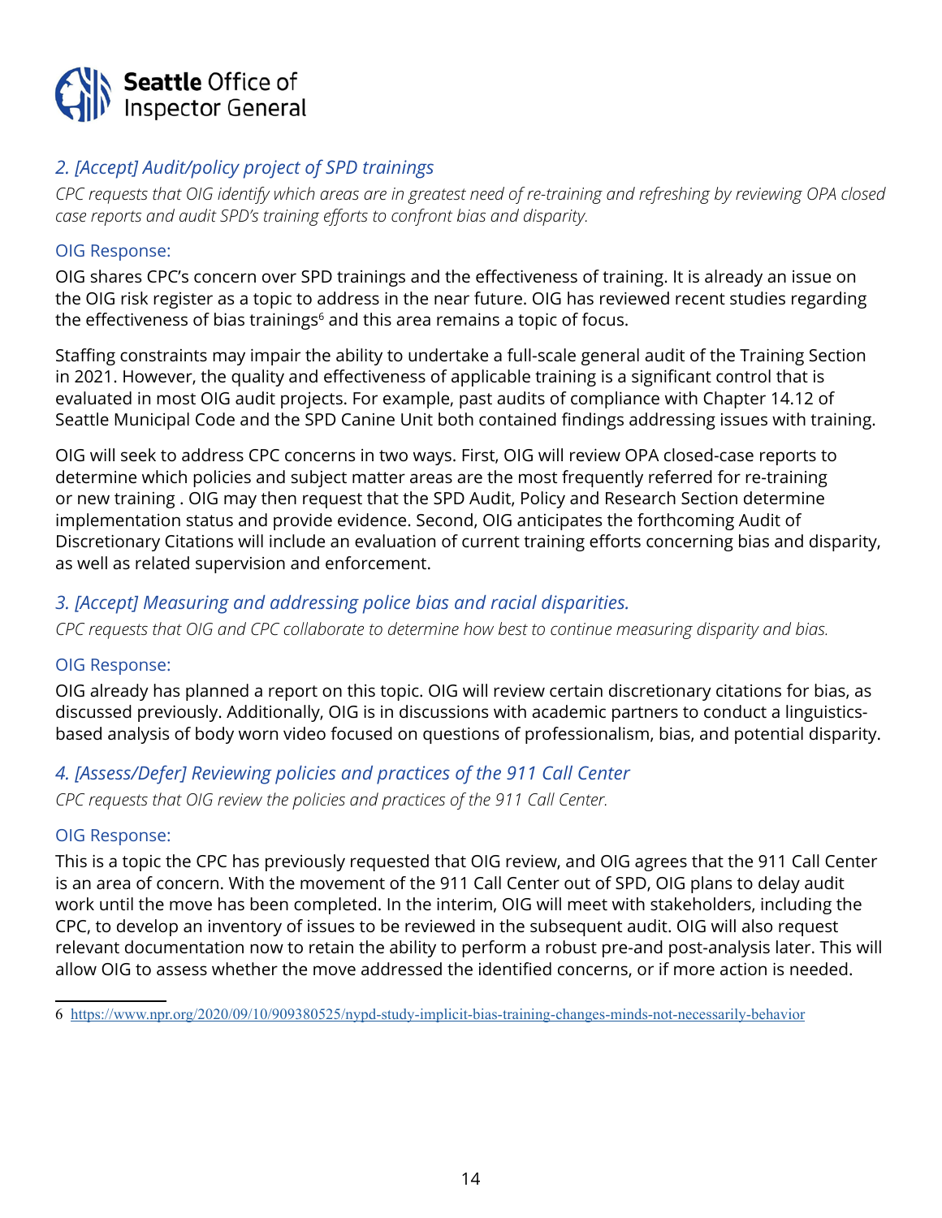## *2. [Accept] Audit/policy project of SPD trainings*

*CPC requests that OIG identify which areas are in greatest need of re-training and refreshing by reviewing OPA closed case reports and audit SPD's training efforts to confront bias and disparity.*

### OIG Response:

OIG shares CPC's concern over SPD trainings and the effectiveness of training. It is already an issue on the OIG risk register as a topic to address in the near future. OIG has reviewed recent studies regarding the effectiveness of bias trainings[6] and this area remains a topic of focus.

Staffing constraints may impair the ability to undertake a full-scale general audit of the Training Section in 2021. However, the quality and effectiveness of applicable training is a significant control that is evaluated in most OIG audit projects. For example, past audits of compliance with Chapter 14.12 of Seattle Municipal Code and the SPD Canine Unit both contained findings addressing issues with training.

OIG will seek to address CPC concerns in two ways. First, OIG will review OPA closed-case reports to determine which policies and subject matter areas are the most frequently referred for re-training or new training . OIG may then request that the SPD Audit, Policy and Research Section determine implementation status and provide evidence. Second, OIG anticipates the forthcoming Audit of Discretionary Citations will include an evaluation of current training efforts concerning bias and disparity, as well as related supervision and enforcement.

## *3. [Accept] Measuring and addressing police bias and racial disparities.*

*CPC requests that OIG and CPC collaborate to determine how best to continue measuring disparity and bias.*

### OIG Response:

OIG already has planned a report on this topic. OIG will review certain discretionary citations for bias, as discussed previously. Additionally, OIG is in discussions with academic partners to conduct a linguistics-based analysis of body worn video focused on questions of professionalism, bias, and potential disparity.

## *4. [Assess/Defer] Reviewing policies and practices of the 911 Call Center*

*CPC requests that OIG review the policies and practices of the 911 Call Center.*

### OIG Response:

This is a topic the CPC has previously requested that OIG review, and OIG agrees that the 911 Call Center is an area of concern. With the movement of the 911 Call Center out of SPD, OIG plans to delay audit work until the move has been completed. In the interim, OIG will meet with stakeholders, including the CPC, to develop an inventory of issues to be reviewed in the subsequent audit. OIG will also request relevant documentation now to retain the ability to perform a robust pre-and post-analysis later. This will allow OIG to assess whether the move addressed the identified concerns, or if more action is needed.

---

6 https://www.npr.org/2020/09/10/909380525/nypd-study-implicit-bias-training-changes-minds-not-necessarily-behavior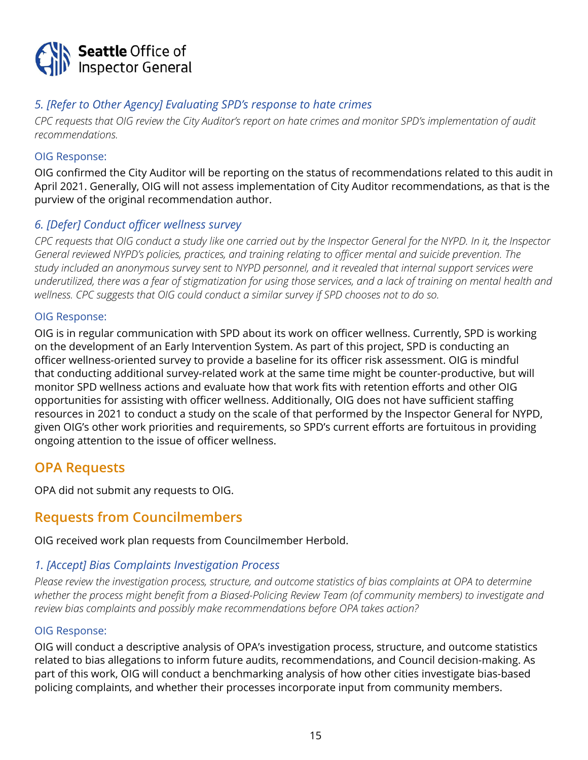### *5. [Refer to Other Agency] Evaluating SPD's response to hate crimes*

*CPC requests that OIG review the City Auditor's report on hate crimes and monitor SPD's implementation of audit recommendations.*

OIG Response:

OIG confirmed the City Auditor will be reporting on the status of recommendations related to this audit in April 2021. Generally, OIG will not assess implementation of City Auditor recommendations, as that is the purview of the original recommendation author.

### *6. [Defer] Conduct officer wellness survey*

*CPC requests that OIG conduct a study like one carried out by the Inspector General for the NYPD. In it, the Inspector General reviewed NYPD's policies, practices, and training relating to officer mental and suicide prevention. The study included an anonymous survey sent to NYPD personnel, and it revealed that internal support services were underutilized, there was a fear of stigmatization for using those services, and a lack of training on mental health and wellness. CPC suggests that OIG could conduct a similar survey if SPD chooses not to do so.*

OIG Response:

OIG is in regular communication with SPD about its work on officer wellness. Currently, SPD is working on the development of an Early Intervention System. As part of this project, SPD is conducting an officer wellness-oriented survey to provide a baseline for its officer risk assessment. OIG is mindful that conducting additional survey-related work at the same time might be counter-productive, but will monitor SPD wellness actions and evaluate how that work fits with retention efforts and other OIG opportunities for assisting with officer wellness. Additionally, OIG does not have sufficient staffing resources in 2021 to conduct a study on the scale of that performed by the Inspector General for NYPD, given OIG's other work priorities and requirements, so SPD's current efforts are fortuitous in providing ongoing attention to the issue of officer wellness.

## OPA Requests

OPA did not submit any requests to OIG.

## Requests from Councilmembers

OIG received work plan requests from Councilmember Herbold.

### *1. [Accept] Bias Complaints Investigation Process*

*Please review the investigation process, structure, and outcome statistics of bias complaints at OPA to determine whether the process might benefit from a Biased-Policing Review Team (of community members) to investigate and review bias complaints and possibly make recommendations before OPA takes action?*

OIG Response:

OIG will conduct a descriptive analysis of OPA's investigation process, structure, and outcome statistics related to bias allegations to inform future audits, recommendations, and Council decision-making. As part of this work, OIG will conduct a benchmarking analysis of how other cities investigate bias-based policing complaints, and whether their processes incorporate input from community members.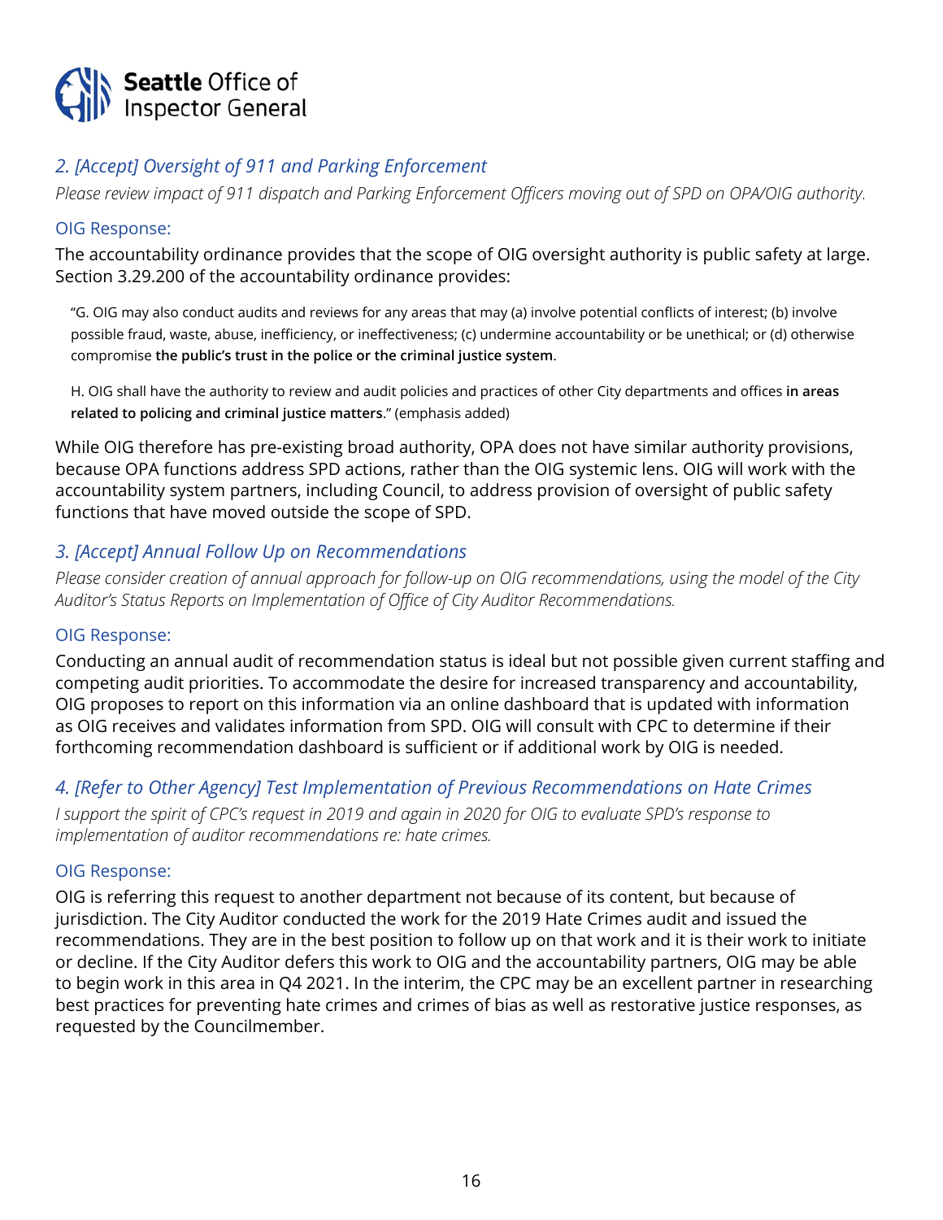## *2. [Accept] Oversight of 911 and Parking Enforcement*

*Please review impact of 911 dispatch and Parking Enforcement Officers moving out of SPD on OPA/OIG authority.*

### OIG Response:

The accountability ordinance provides that the scope of OIG oversight authority is public safety at large. Section 3.29.200 of the accountability ordinance provides:

> "G. OIG may also conduct audits and reviews for any areas that may (a) involve potential conflicts of interest; (b) involve possible fraud, waste, abuse, inefficiency, or ineffectiveness; (c) undermine accountability or be unethical; or (d) otherwise compromise **the public's trust in the police or the criminal justice system**.
>
> H. OIG shall have the authority to review and audit policies and practices of other City departments and offices **in areas related to policing and criminal justice matters**." (emphasis added)

While OIG therefore has pre-existing broad authority, OPA does not have similar authority provisions, because OPA functions address SPD actions, rather than the OIG systemic lens. OIG will work with the accountability system partners, including Council, to address provision of oversight of public safety functions that have moved outside the scope of SPD.

## *3. [Accept] Annual Follow Up on Recommendations*

*Please consider creation of annual approach for follow-up on OIG recommendations, using the model of the City Auditor's Status Reports on Implementation of Office of City Auditor Recommendations.*

### OIG Response:

Conducting an annual audit of recommendation status is ideal but not possible given current staffing and competing audit priorities. To accommodate the desire for increased transparency and accountability, OIG proposes to report on this information via an online dashboard that is updated with information as OIG receives and validates information from SPD. OIG will consult with CPC to determine if their forthcoming recommendation dashboard is sufficient or if additional work by OIG is needed.

## *4. [Refer to Other Agency] Test Implementation of Previous Recommendations on Hate Crimes*

*I support the spirit of CPC's request in 2019 and again in 2020 for OIG to evaluate SPD's response to implementation of auditor recommendations re: hate crimes.*

### OIG Response:

OIG is referring this request to another department not because of its content, but because of jurisdiction. The City Auditor conducted the work for the 2019 Hate Crimes audit and issued the recommendations. They are in the best position to follow up on that work and it is their work to initiate or decline. If the City Auditor defers this work to OIG and the accountability partners, OIG may be able to begin work in this area in Q4 2021. In the interim, the CPC may be an excellent partner in researching best practices for preventing hate crimes and crimes of bias as well as restorative justice responses, as requested by the Councilmember.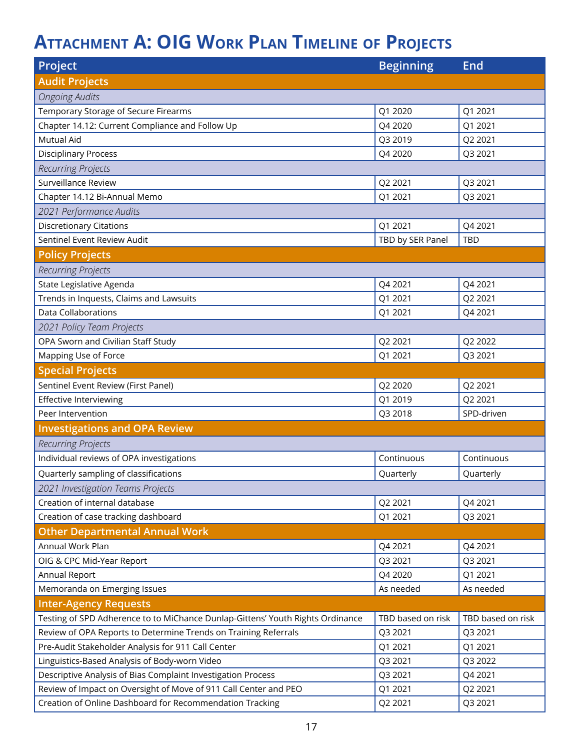# Attachment A: OIG Work Plan Timeline of Projects

| Project | Beginning | End |
|---|---|---|
| **Audit Projects** | | |
| *Ongoing Audits* | | |
| Temporary Storage of Secure Firearms | Q1 2020 | Q1 2021 |
| Chapter 14.12: Current Compliance and Follow Up | Q4 2020 | Q1 2021 |
| Mutual Aid | Q3 2019 | Q2 2021 |
| Disciplinary Process | Q4 2020 | Q3 2021 |
| *Recurring Projects* | | |
| Surveillance Review | Q2 2021 | Q3 2021 |
| Chapter 14.12 Bi-Annual Memo | Q1 2021 | Q3 2021 |
| *2021 Performance Audits* | | |
| Discretionary Citations | Q1 2021 | Q4 2021 |
| Sentinel Event Review Audit | TBD by SER Panel | TBD |
| **Policy Projects** | | |
| *Recurring Projects* | | |
| State Legislative Agenda | Q4 2021 | Q4 2021 |
| Trends in Inquests, Claims and Lawsuits | Q1 2021 | Q2 2021 |
| Data Collaborations | Q1 2021 | Q4 2021 |
| *2021 Policy Team Projects* | | |
| OPA Sworn and Civilian Staff Study | Q2 2021 | Q2 2022 |
| Mapping Use of Force | Q1 2021 | Q3 2021 |
| **Special Projects** | | |
| Sentinel Event Review (First Panel) | Q2 2020 | Q2 2021 |
| Effective Interviewing | Q1 2019 | Q2 2021 |
| Peer Intervention | Q3 2018 | SPD-driven |
| **Investigations and OPA Review** | | |
| *Recurring Projects* | | |
| Individual reviews of OPA investigations | Continuous | Continuous |
| Quarterly sampling of classifications | Quarterly | Quarterly |
| *2021 Investigation Teams Projects* | | |
| Creation of internal database | Q2 2021 | Q4 2021 |
| Creation of case tracking dashboard | Q1 2021 | Q3 2021 |
| **Other Departmental Annual Work** | | |
| Annual Work Plan | Q4 2021 | Q4 2021 |
| OIG & CPC Mid-Year Report | Q3 2021 | Q3 2021 |
| Annual Report | Q4 2020 | Q1 2021 |
| Memoranda on Emerging Issues | As needed | As needed |
| **Inter-Agency Requests** | | |
| Testing of SPD Adherence to to MiChance Dunlap-Gittens' Youth Rights Ordinance | TBD based on risk | TBD based on risk |
| Review of OPA Reports to Determine Trends on Training Referrals | Q3 2021 | Q3 2021 |
| Pre-Audit Stakeholder Analysis for 911 Call Center | Q1 2021 | Q1 2021 |
| Linguistics-Based Analysis of Body-worn Video | Q3 2021 | Q3 2022 |
| Descriptive Analysis of Bias Complaint Investigation Process | Q3 2021 | Q4 2021 |
| Review of Impact on Oversight of Move of 911 Call Center and PEO | Q1 2021 | Q2 2021 |
| Creation of Online Dashboard for Recommendation Tracking | Q2 2021 | Q3 2021 |